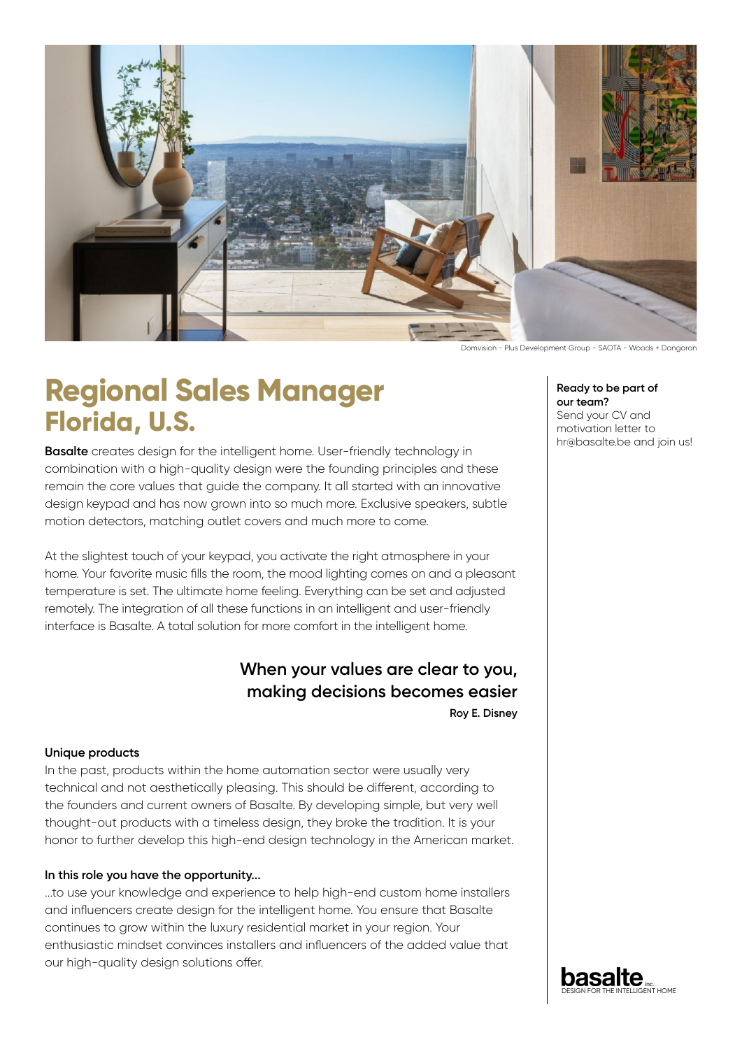Domvision - Plus Development Group - SAOTA - Woods + Dangaran

# Regional Sales Manager Florida, U.S.

**Basalte** creates design for the intelligent home. User-friendly technology in combination with a high-quality design were the founding principles and these remain the core values that guide the company. It all started with an innovative design keypad and has now grown into so much more. Exclusive speakers, subtle motion detectors, matching outlet covers and much more to come.

At the slightest touch of your keypad, you activate the right atmosphere in your home. Your favorite music fills the room, the mood lighting comes on and a pleasant temperature is set. The ultimate home feeling. Everything can be set and adjusted remotely. The integration of all these functions in an intelligent and user-friendly interface is Basalte. A total solution for more comfort in the intelligent home.

> **When your values are clear to you, making decisions becomes easier**
>
> **Roy E. Disney**

**Unique products**

In the past, products within the home automation sector were usually very technical and not aesthetically pleasing. This should be different, according to the founders and current owners of Basalte. By developing simple, but very well thought-out products with a timeless design, they broke the tradition. It is your honor to further develop this high-end design technology in the American market.

**In this role you have the opportunity...**

...to use your knowledge and experience to help high-end custom home installers and influencers create design for the intelligent home. You ensure that Basalte continues to grow within the luxury residential market in your region. Your enthusiastic mindset convinces installers and influencers of the added value that our high-quality design solutions offer.

**Ready to be part of our team?**
Send your CV and motivation letter to hr@basalte.be and join us!

basalte inc.
DESIGN FOR THE INTELLIGENT HOME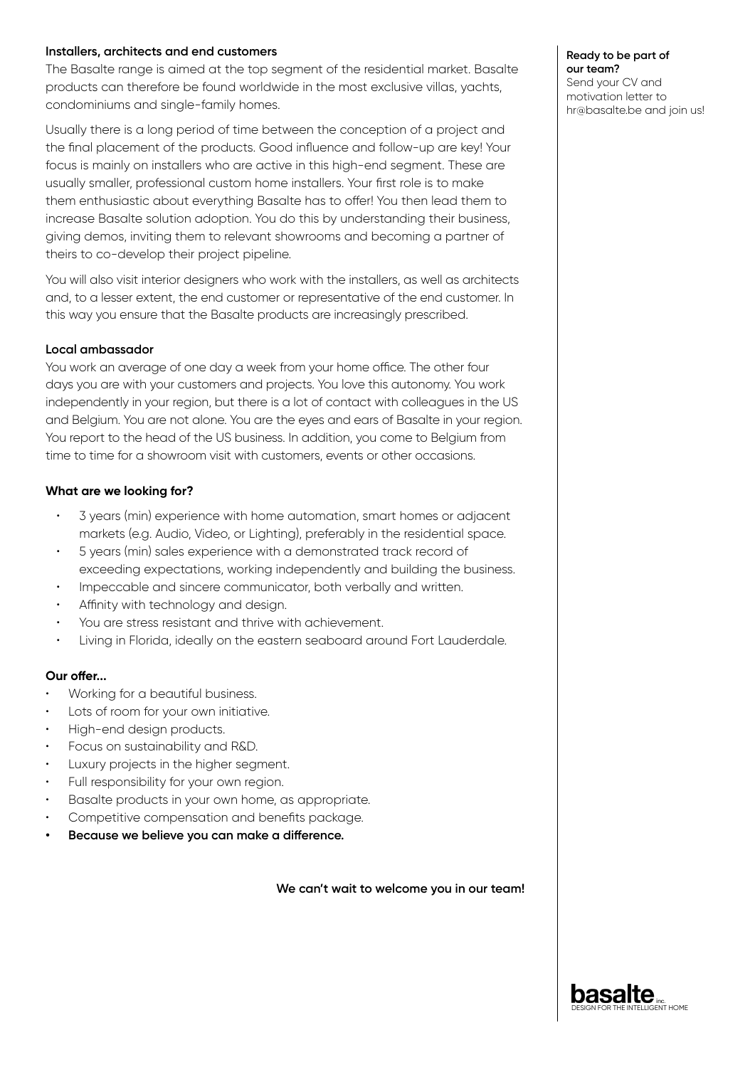### Installers, architects and end customers

The Basalte range is aimed at the top segment of the residential market. Basalte products can therefore be found worldwide in the most exclusive villas, yachts, condominiums and single-family homes.

Usually there is a long period of time between the conception of a project and the final placement of the products. Good influence and follow-up are key! Your focus is mainly on installers who are active in this high-end segment. These are usually smaller, professional custom home installers. Your first role is to make them enthusiastic about everything Basalte has to offer! You then lead them to increase Basalte solution adoption. You do this by understanding their business, giving demos, inviting them to relevant showrooms and becoming a partner of theirs to co-develop their project pipeline.

You will also visit interior designers who work with the installers, as well as architects and, to a lesser extent, the end customer or representative of the end customer. In this way you ensure that the Basalte products are increasingly prescribed.

### Local ambassador

You work an average of one day a week from your home office. The other four days you are with your customers and projects. You love this autonomy. You work independently in your region, but there is a lot of contact with colleagues in the US and Belgium. You are not alone. You are the eyes and ears of Basalte in your region. You report to the head of the US business. In addition, you come to Belgium from time to time for a showroom visit with customers, events or other occasions.

### What are we looking for?

- 3 years (min) experience with home automation, smart homes or adjacent markets (e.g. Audio, Video, or Lighting), preferably in the residential space.
- 5 years (min) sales experience with a demonstrated track record of exceeding expectations, working independently and building the business.
- Impeccable and sincere communicator, both verbally and written.
- Affinity with technology and design.
- You are stress resistant and thrive with achievement.
- Living in Florida, ideally on the eastern seaboard around Fort Lauderdale.

### Our offer...

- Working for a beautiful business.
- Lots of room for your own initiative.
- High-end design products.
- Focus on sustainability and R&D.
- Luxury projects in the higher segment.
- Full responsibility for your own region.
- Basalte products in your own home, as appropriate.
- Competitive compensation and benefits package.
- **Because we believe you can make a difference.**

**We can't wait to welcome you in our team!**

**Ready to be part of our team?**
Send your CV and motivation letter to hr@basalte.be and join us!

basalte inc.
DESIGN FOR THE INTELLIGENT HOME